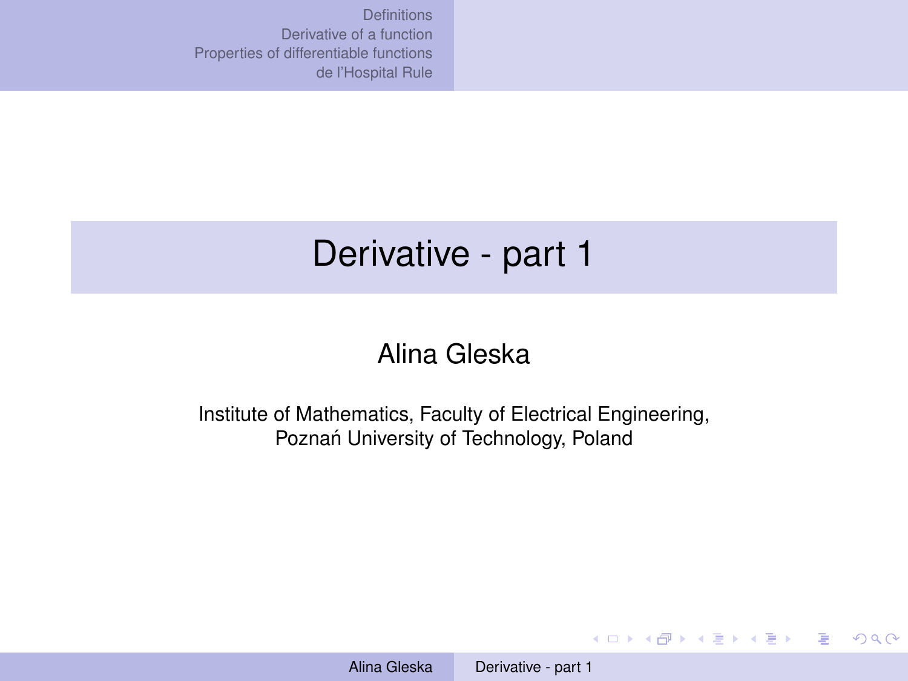# Derivative - part 1

Alina Gleska

Institute of Mathematics, Faculty of Electrical Engineering,
Poznań University of Technology, Poland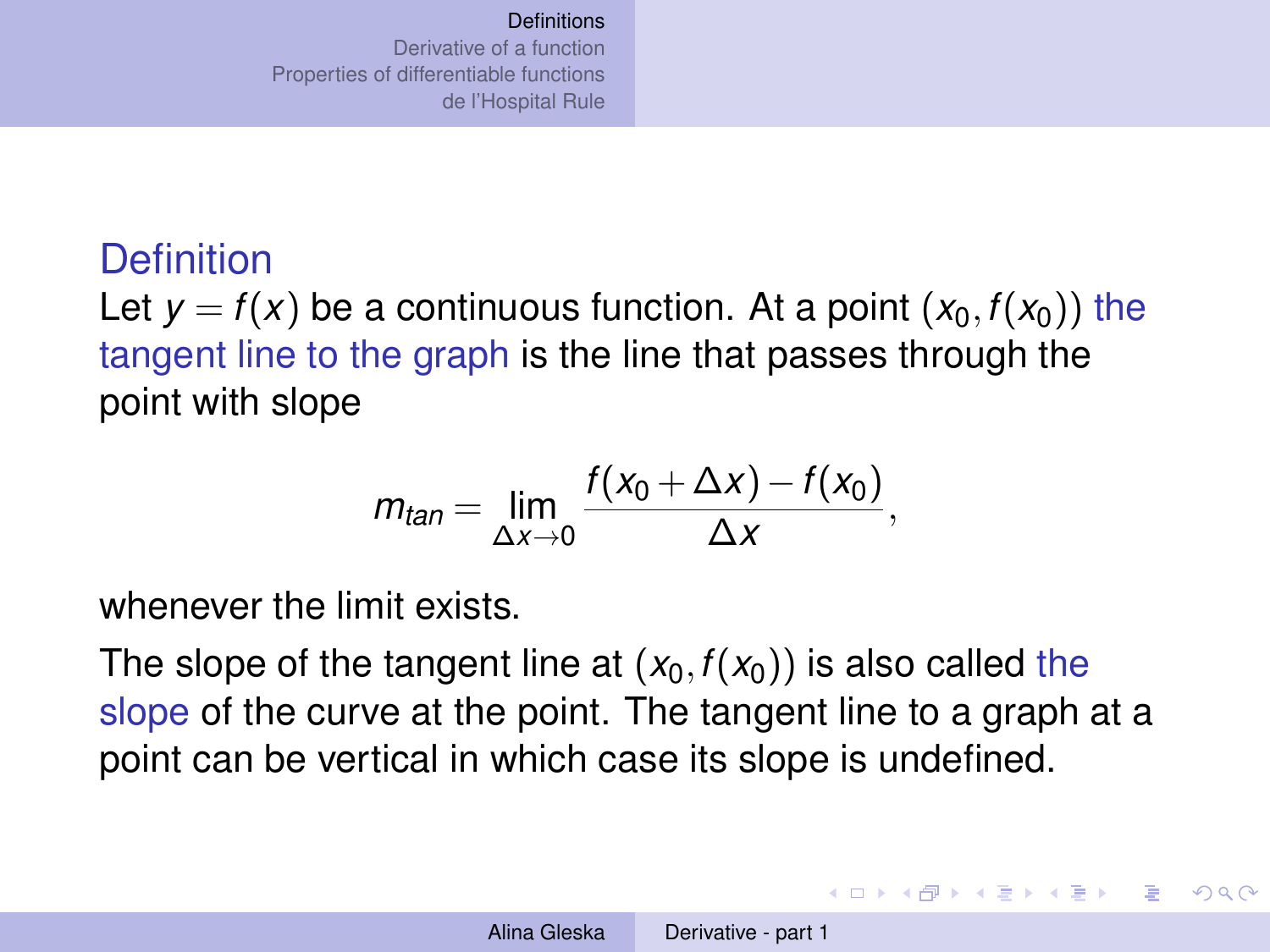## Definition

Let $y = f(x)$ be a continuous function. At a point $(x_0, f(x_0))$ the tangent line to the graph is the line that passes through the point with slope

$$m_{tan} = \lim_{\Delta x \to 0} \frac{f(x_0 + \Delta x) - f(x_0)}{\Delta x},$$

whenever the limit exists.

The slope of the tangent line at $(x_0, f(x_0))$ is also called the slope of the curve at the point. The tangent line to a graph at a point can be vertical in which case its slope is undefined.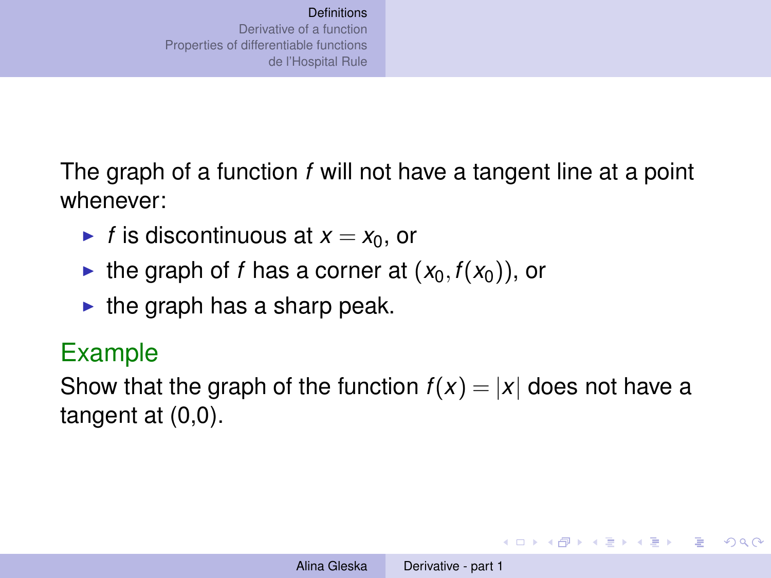The graph of a function $f$ will not have a tangent line at a point whenever:

- $f$ is discontinuous at $x = x_0$, or
- the graph of $f$ has a corner at $(x_0, f(x_0))$, or
- the graph has a sharp peak.

### Example

Show that the graph of the function $f(x) = |x|$ does not have a tangent at (0,0).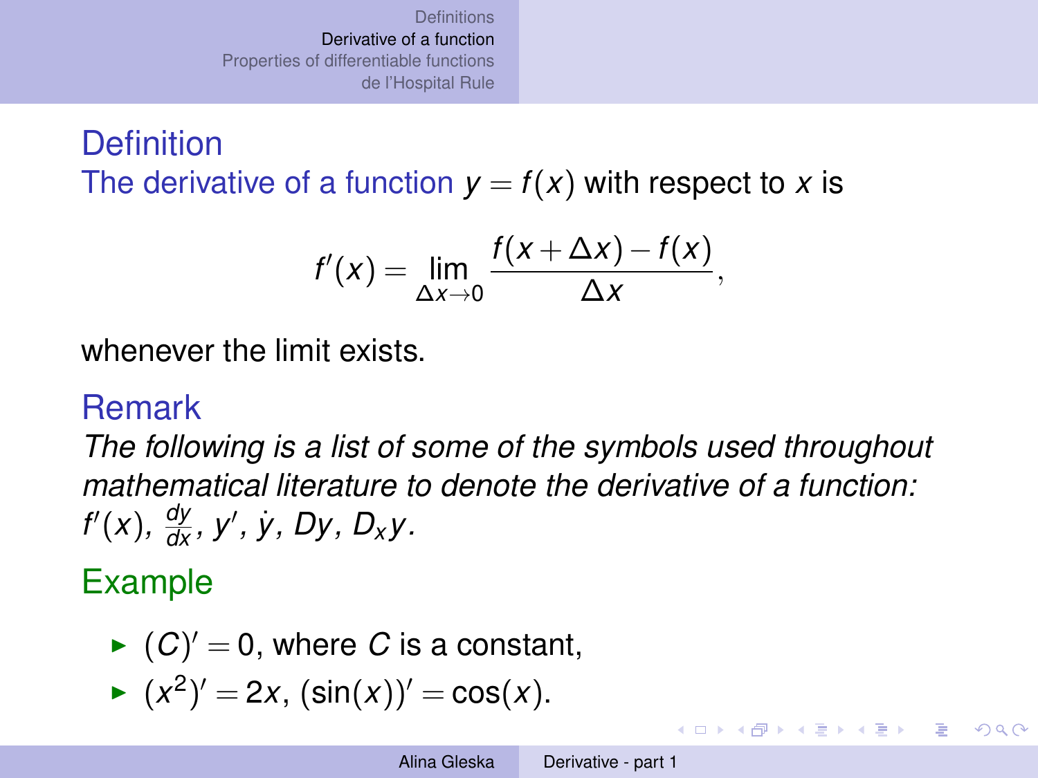## Definition

The derivative of a function $y = f(x)$ with respect to $x$ is

$$f'(x) = \lim_{\Delta x \to 0} \frac{f(x + \Delta x) - f(x)}{\Delta x},$$

whenever the limit exists.

## Remark

*The following is a list of some of the symbols used throughout mathematical literature to denote the derivative of a function:* $f'(x)$, $\frac{dy}{dx}$, $y'$, $\dot{y}$, $Dy$, $D_x y$.

## Example

- $(C)' = 0$, where $C$ is a constant,
- $(x^2)' = 2x$, $(\sin(x))' = \cos(x)$.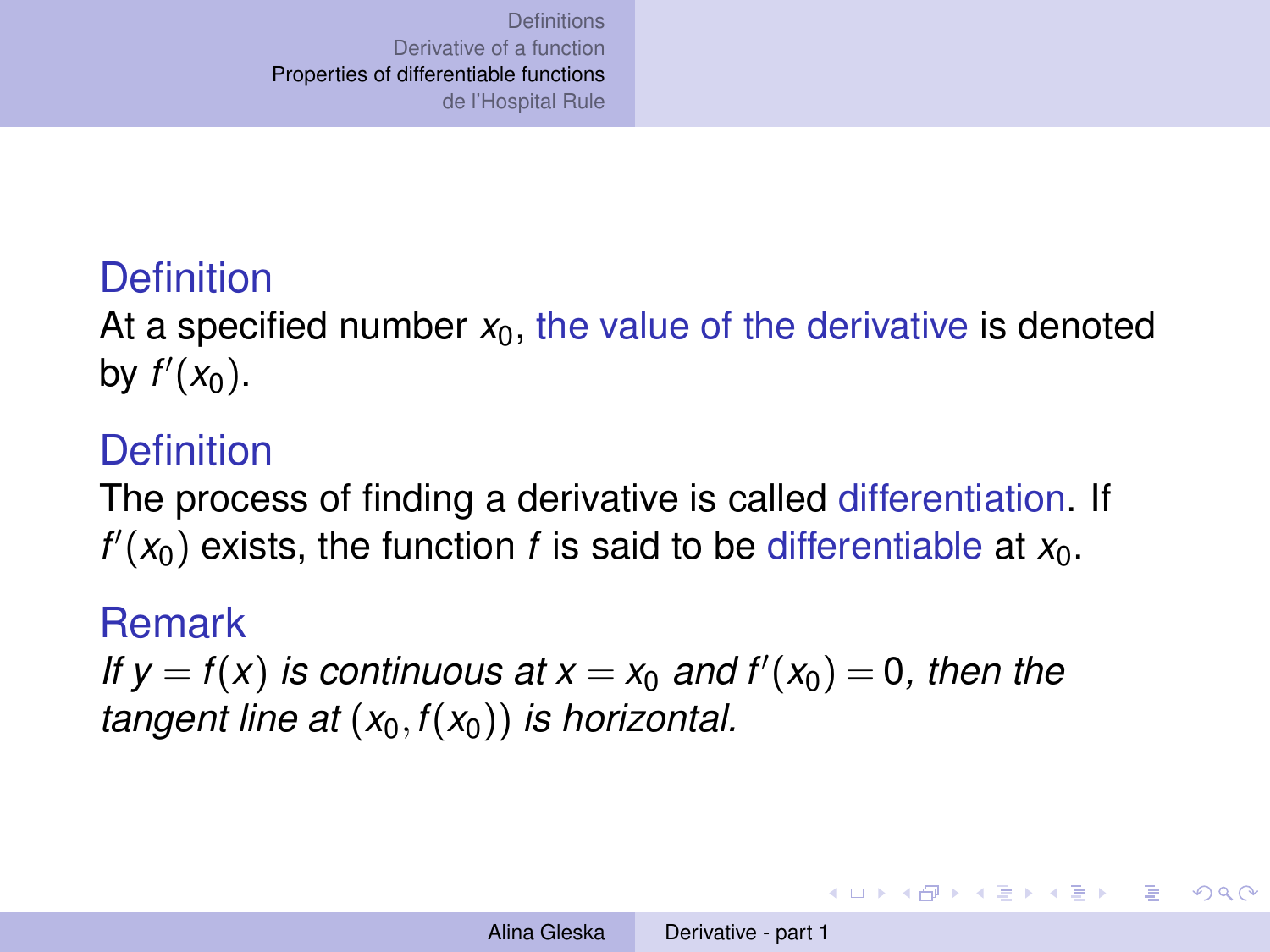**Definition**

At a specified number $x_0$, the value of the derivative is denoted by $f'(x_0)$.

**Definition**

The process of finding a derivative is called differentiation. If $f'(x_0)$ exists, the function $f$ is said to be differentiable at $x_0$.

**Remark**

*If $y = f(x)$ is continuous at $x = x_0$ and $f'(x_0) = 0$, then the tangent line at $(x_0, f(x_0))$ is horizontal.*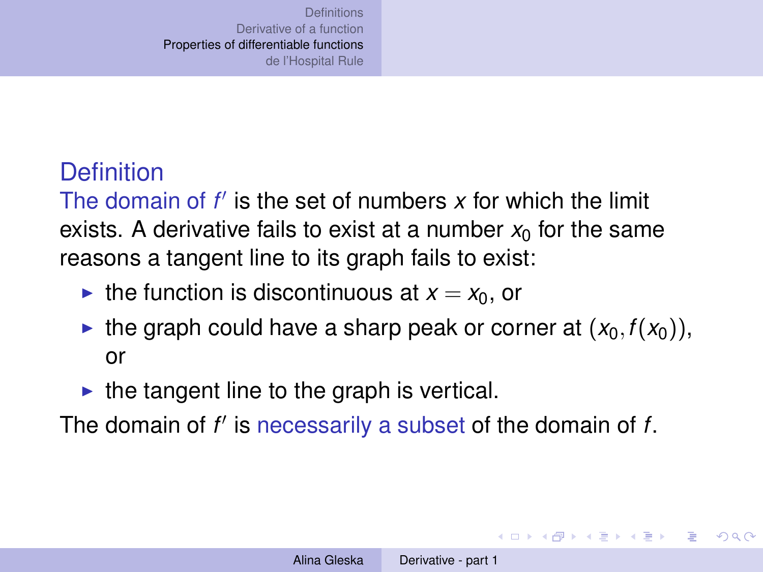## Definition

The domain of $f'$ is the set of numbers $x$ for which the limit exists. A derivative fails to exist at a number $x_0$ for the same reasons a tangent line to its graph fails to exist:

- the function is discontinuous at $x = x_0$, or
- the graph could have a sharp peak or corner at $(x_0, f(x_0))$, or
- the tangent line to the graph is vertical.

The domain of $f'$ is necessarily a subset of the domain of $f$.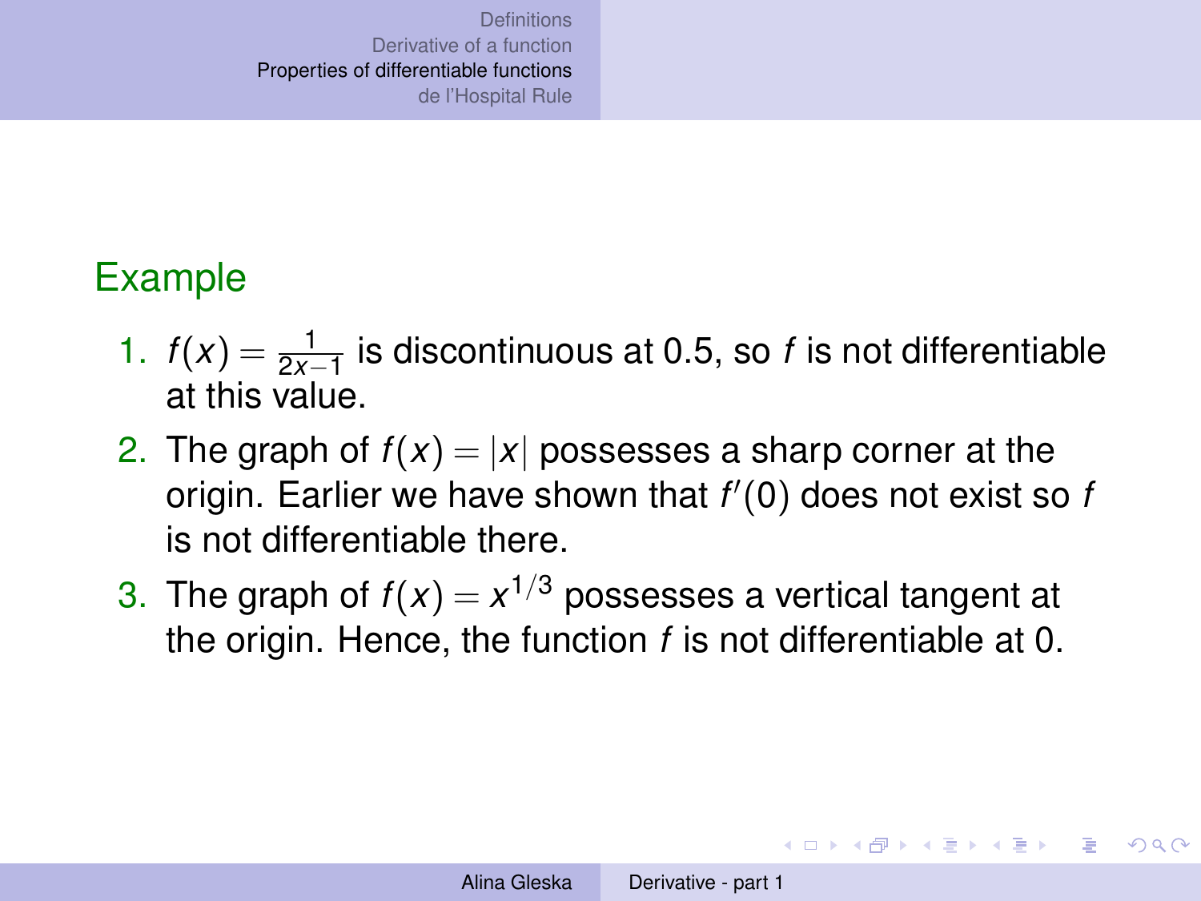## Example

1. $f(x) = \frac{1}{2x-1}$ is discontinuous at 0.5, so $f$ is not differentiable at this value.
2. The graph of $f(x) = |x|$ possesses a sharp corner at the origin. Earlier we have shown that $f'(0)$ does not exist so $f$ is not differentiable there.
3. The graph of $f(x) = x^{1/3}$ possesses a vertical tangent at the origin. Hence, the function $f$ is not differentiable at 0.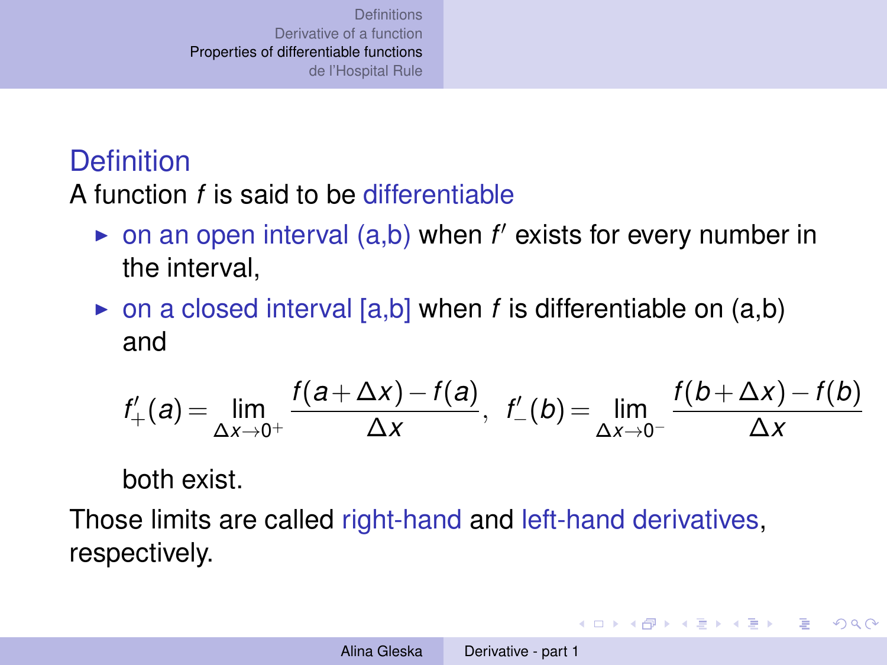## Definition

A function $f$ is said to be differentiable

- on an open interval (a,b) when $f'$ exists for every number in the interval,
- on a closed interval [a,b] when $f$ is differentiable on (a,b) and

  $$f'_+(a) = \lim_{\Delta x \to 0^+} \frac{f(a+\Delta x) - f(a)}{\Delta x}, \;\; f'_-(b) = \lim_{\Delta x \to 0^-} \frac{f(b+\Delta x) - f(b)}{\Delta x}$$

  both exist.

Those limits are called right-hand and left-hand derivatives, respectively.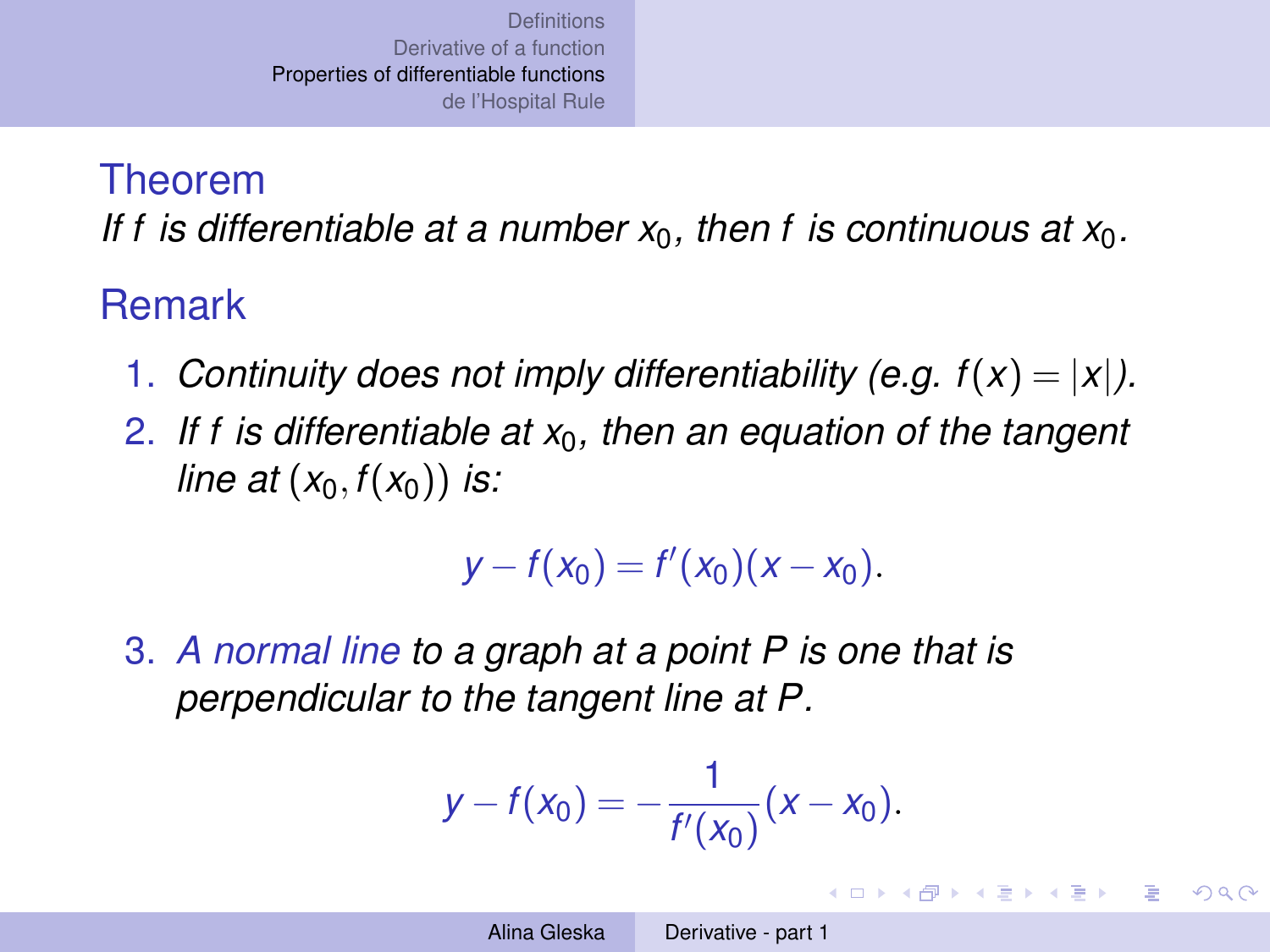## Theorem

*If $f$ is differentiable at a number $x_0$, then $f$ is continuous at $x_0$.*

## Remark

1. *Continuity does not imply differentiability (e.g. $f(x) = |x|$).*
2. *If $f$ is differentiable at $x_0$, then an equation of the tangent line at $(x_0, f(x_0))$ is:*

$$y - f(x_0) = f'(x_0)(x - x_0).$$

3. *A normal line to a graph at a point $P$ is one that is perpendicular to the tangent line at $P$.*

$$y - f(x_0) = -\frac{1}{f'(x_0)}(x - x_0).$$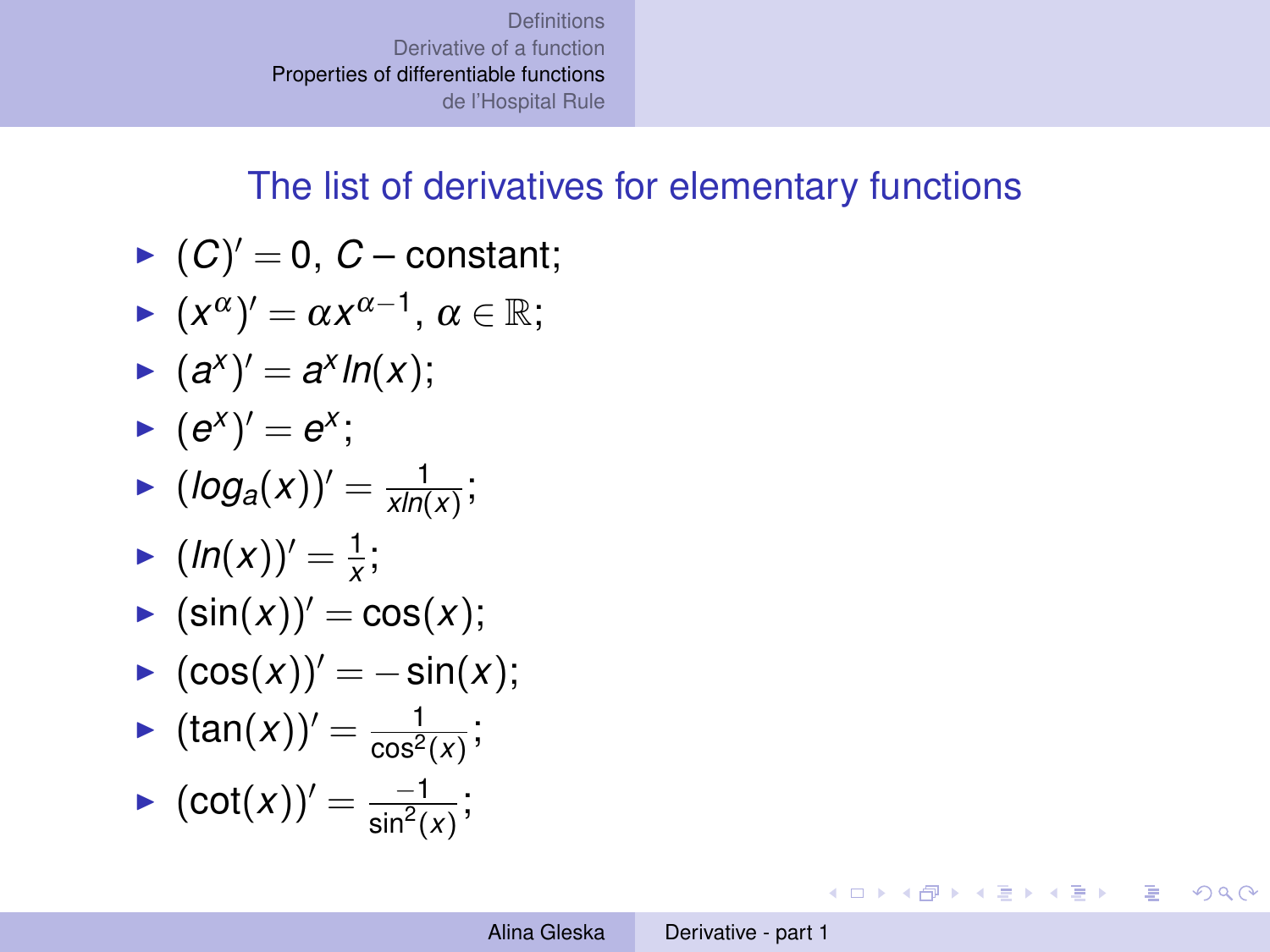## The list of derivatives for elementary functions

- $(C)' = 0$, $C$ – constant;
- $(x^\alpha)' = \alpha x^{\alpha-1}$, $\alpha \in \mathbb{R}$;
- $(a^x)' = a^x ln(x)$;
- $(e^x)' = e^x$;
- $(log_a(x))' = \frac{1}{xln(x)}$;
- $(ln(x))' = \frac{1}{x}$;
- $(\sin(x))' = \cos(x)$;
- $(\cos(x))' = -\sin(x)$;
- $(\tan(x))' = \frac{1}{\cos^2(x)}$;
- $(\cot(x))' = \frac{-1}{\sin^2(x)}$;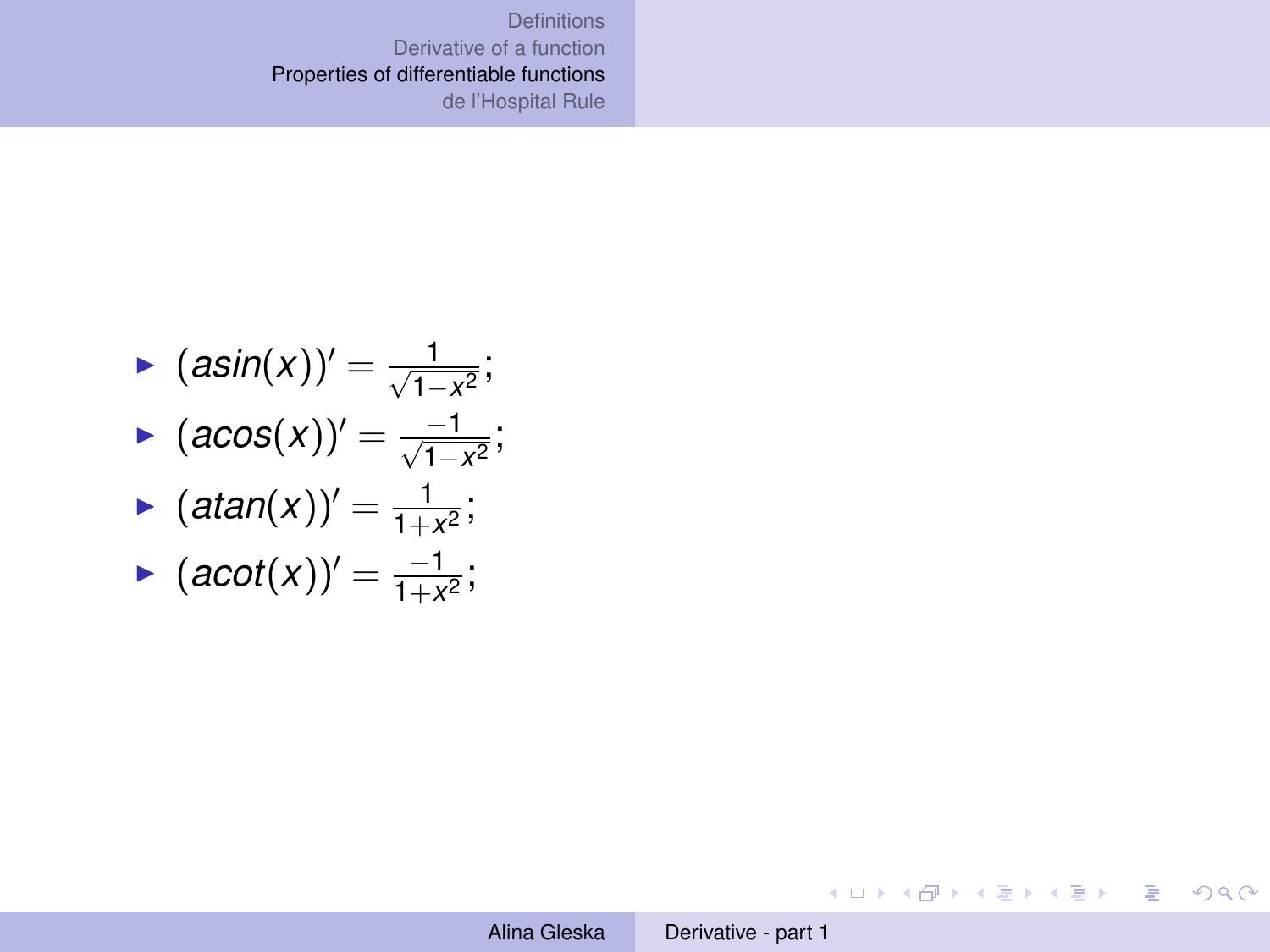- $(asin(x))' = \frac{1}{\sqrt{1-x^2}}$;
- $(acos(x))' = \frac{-1}{\sqrt{1-x^2}}$;
- $(atan(x))' = \frac{1}{1+x^2}$;
- $(acot(x))' = \frac{-1}{1+x^2}$;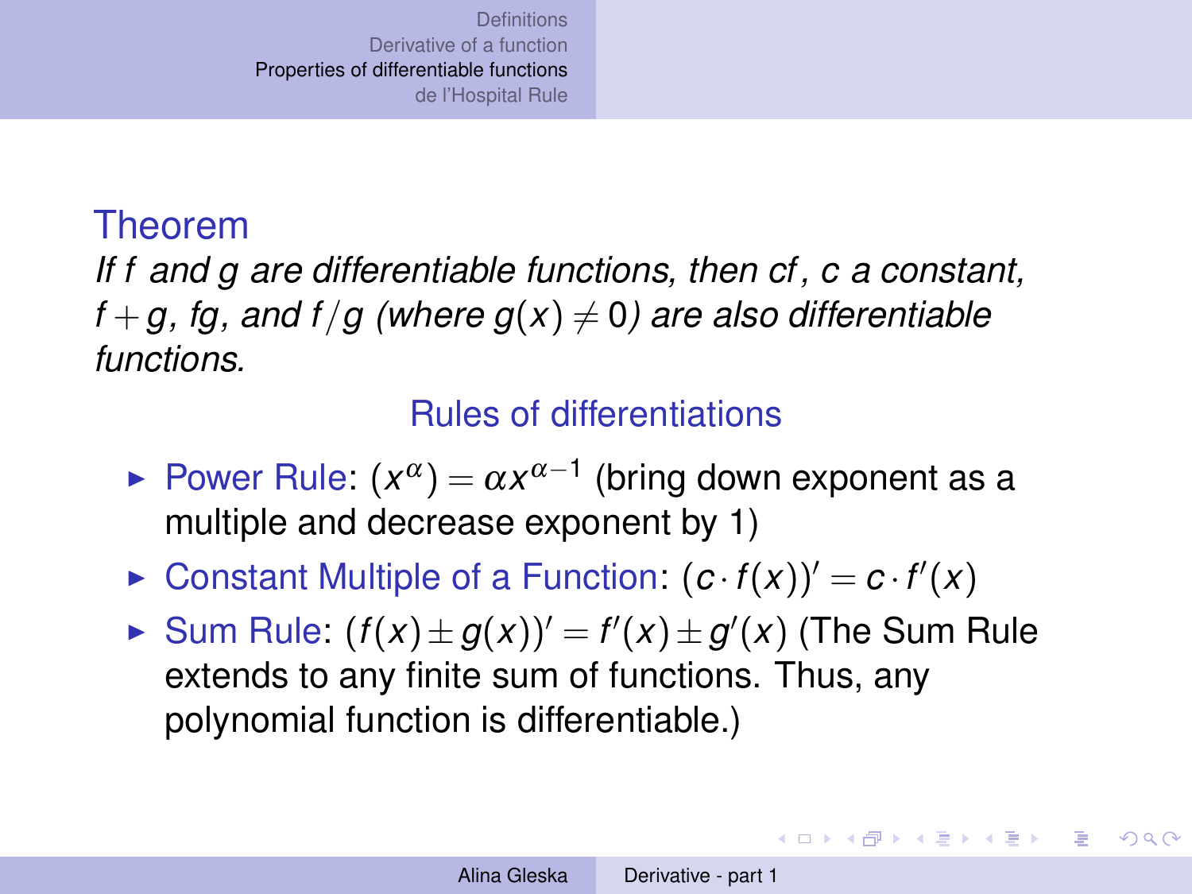### Theorem

*If $f$ and $g$ are differentiable functions, then $cf$, $c$ a constant, $f + g$, $fg$, and $f/g$ (where $g(x) \neq 0$) are also differentiable functions.*

#### Rules of differentiations

- Power Rule: $(x^{\alpha}) = \alpha x^{\alpha - 1}$ (bring down exponent as a multiple and decrease exponent by 1)
- Constant Multiple of a Function: $(c \cdot f(x))' = c \cdot f'(x)$
- Sum Rule: $(f(x) \pm g(x))' = f'(x) \pm g'(x)$ (The Sum Rule extends to any finite sum of functions. Thus, any polynomial function is differentiable.)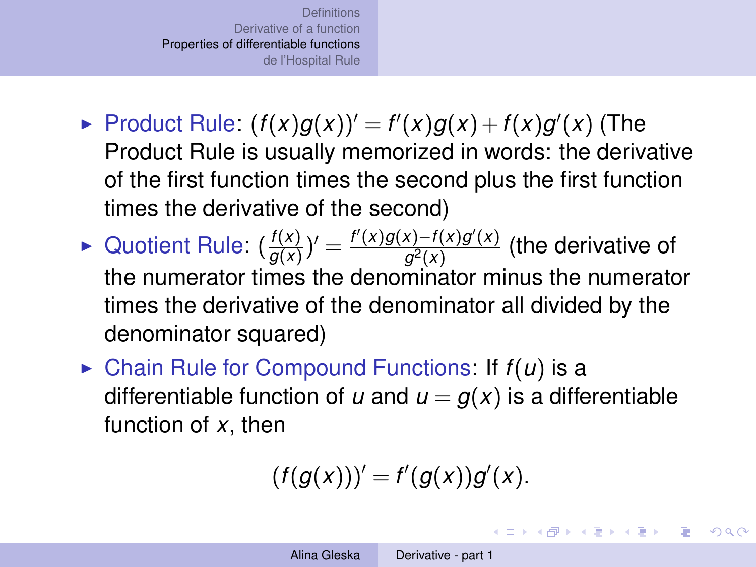- Product Rule: $(f(x)g(x))' = f'(x)g(x) + f(x)g'(x)$ (The Product Rule is usually memorized in words: the derivative of the first function times the second plus the first function times the derivative of the second)
- Quotient Rule: $(\frac{f(x)}{g(x)})' = \frac{f'(x)g(x) - f(x)g'(x)}{g^2(x)}$ (the derivative of the numerator times the denominator minus the numerator times the derivative of the denominator all divided by the denominator squared)
- Chain Rule for Compound Functions: If $f(u)$ is a differentiable function of $u$ and $u = g(x)$ is a differentiable function of $x$, then

$$(f(g(x)))' = f'(g(x))g'(x).$$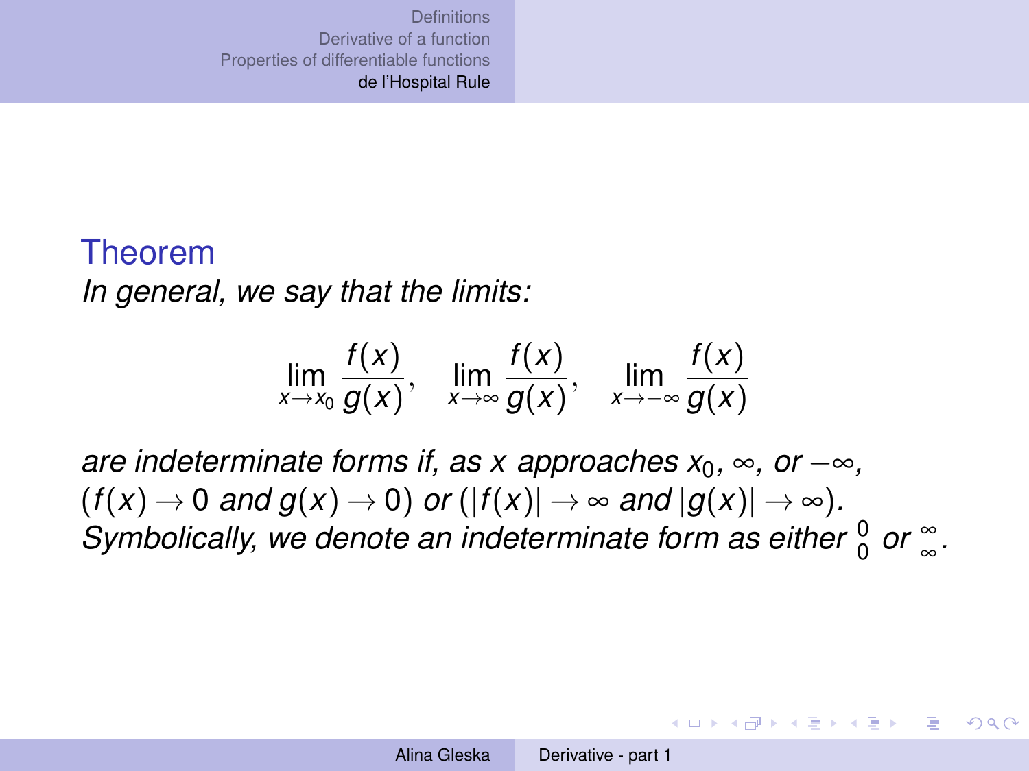**Theorem**

*In general, we say that the limits:*

$$\lim_{x\to x_0}\frac{f(x)}{g(x)},\quad \lim_{x\to\infty}\frac{f(x)}{g(x)},\quad \lim_{x\to-\infty}\frac{f(x)}{g(x)}$$

*are indeterminate forms if, as $x$ approaches $x_0$, $\infty$, or $-\infty$, ($f(x)\to 0$ and $g(x)\to 0$) or ($|f(x)|\to\infty$ and $|g(x)|\to\infty$). Symbolically, we denote an indeterminate form as either $\frac{0}{0}$ or $\frac{\infty}{\infty}$.*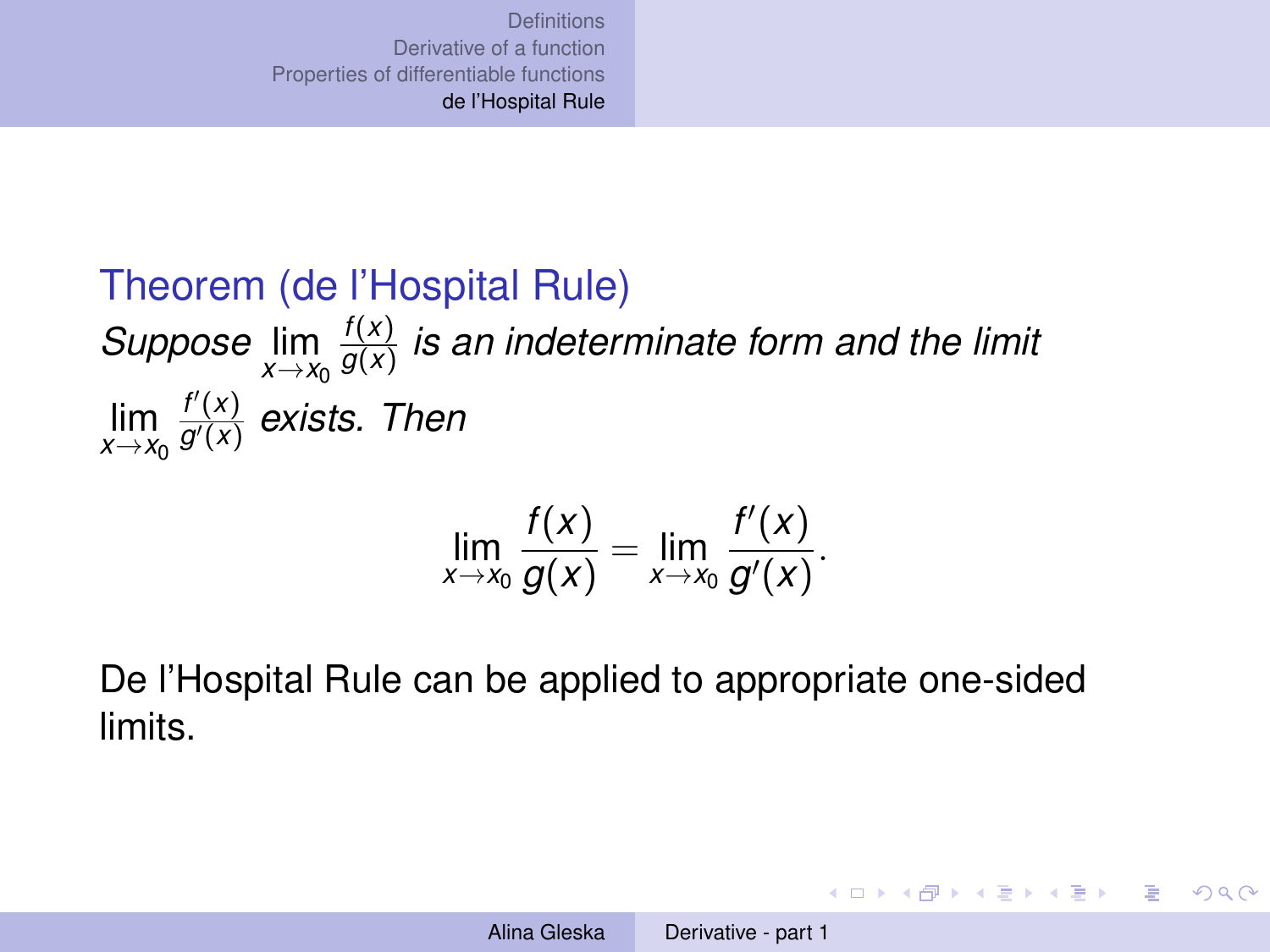### Theorem (de l'Hospital Rule)

*Suppose* $\lim\limits_{x\to x_0} \frac{f(x)}{g(x)}$ *is an indeterminate form and the limit* $\lim\limits_{x\to x_0} \frac{f'(x)}{g'(x)}$ *exists. Then*

$$\lim_{x\to x_0} \frac{f(x)}{g(x)} = \lim_{x\to x_0} \frac{f'(x)}{g'(x)}.$$

De l'Hospital Rule can be applied to appropriate one-sided limits.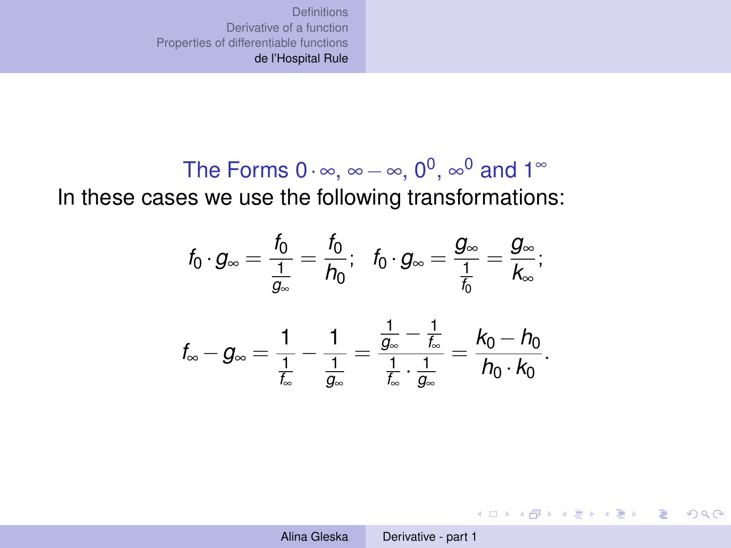## The Forms $0 \cdot \infty$, $\infty - \infty$, $0^0$, $\infty^0$ and $1^\infty$

In these cases we use the following transformations:

$$f_0 \cdot g_\infty = \frac{f_0}{\frac{1}{g_\infty}} = \frac{f_0}{h_0}; \quad f_0 \cdot g_\infty = \frac{g_\infty}{\frac{1}{f_0}} = \frac{g_\infty}{k_\infty};$$

$$f_\infty - g_\infty = \frac{1}{\frac{1}{f_\infty}} - \frac{1}{\frac{1}{g_\infty}} = \frac{\frac{1}{g_\infty} - \frac{1}{f_\infty}}{\frac{1}{f_\infty} \cdot \frac{1}{g_\infty}} = \frac{k_0 - h_0}{h_0 \cdot k_0}.$$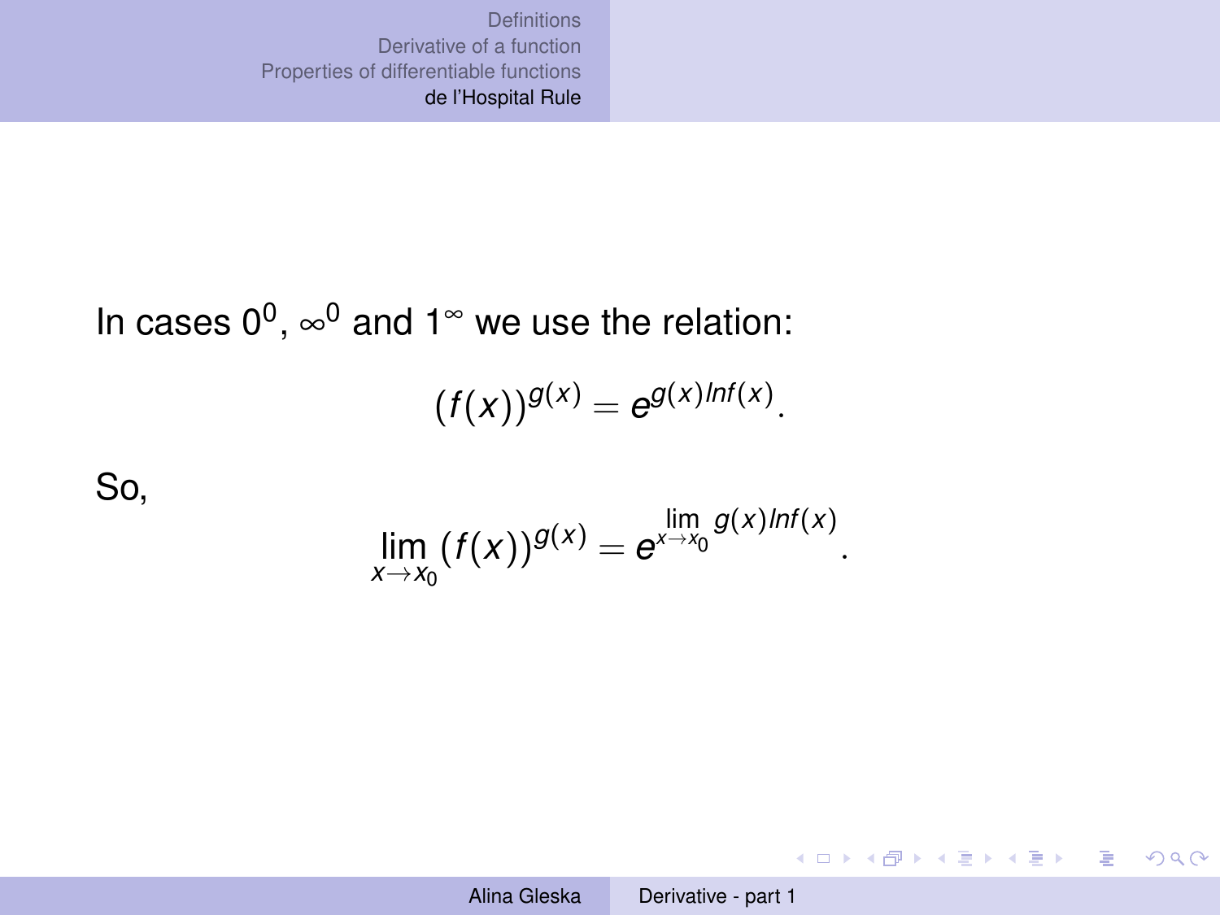In cases $0^0$, $\infty^0$ and $1^\infty$ we use the relation:

$$(f(x))^{g(x)} = e^{g(x) ln f(x)}.$$

So,

$$\lim_{x \to x_0} (f(x))^{g(x)} = e^{\lim\limits_{x \to x_0} g(x) ln f(x)}.$$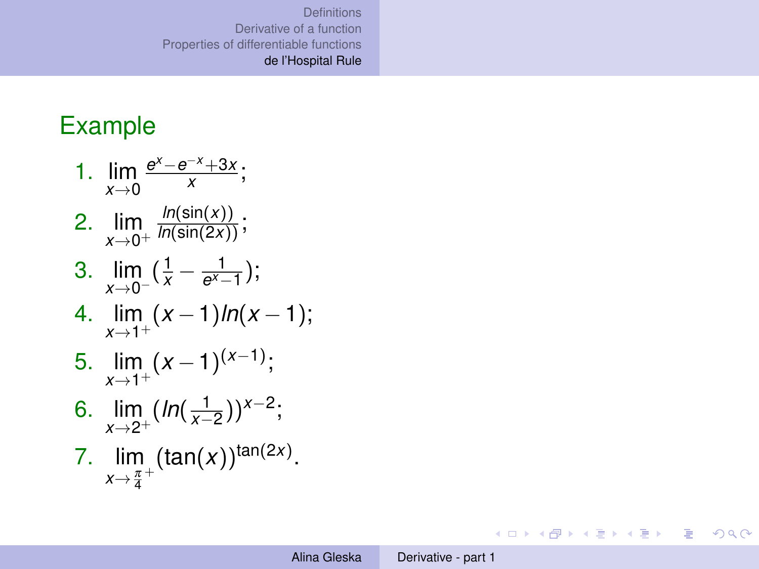## Example

1. $\lim\limits_{x \to 0} \frac{e^x - e^{-x} + 3x}{x}$;
2. $\lim\limits_{x \to 0^+} \frac{ln(\sin(x))}{ln(\sin(2x))}$;
3. $\lim\limits_{x \to 0^-} (\frac{1}{x} - \frac{1}{e^x - 1})$;
4. $\lim\limits_{x \to 1^+} (x-1) ln(x-1)$;
5. $\lim\limits_{x \to 1^+} (x-1)^{(x-1)}$;
6. $\lim\limits_{x \to 2^+} (ln(\frac{1}{x-2}))^{x-2}$;
7. $\lim\limits_{x \to \frac{\pi}{4}^+} (\tan(x))^{\tan(2x)}$.